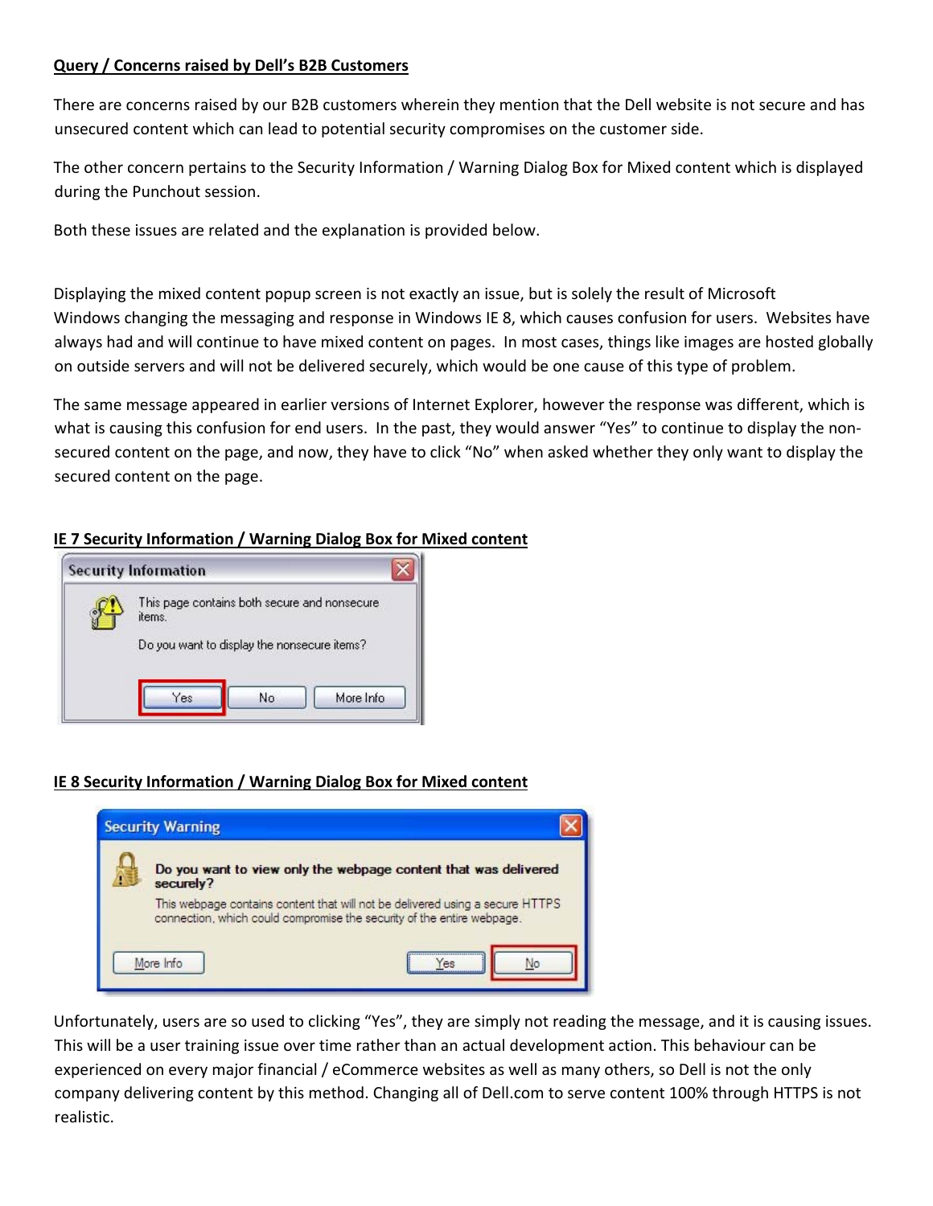**Query / Concerns raised by Dell's B2B Customers**

There are concerns raised by our B2B customers wherein they mention that the Dell website is not secure and has unsecured content which can lead to potential security compromises on the customer side.

The other concern pertains to the Security Information / Warning Dialog Box for Mixed content which is displayed during the Punchout session.

Both these issues are related and the explanation is provided below.

Displaying the mixed content popup screen is not exactly an issue, but is solely the result of Microsoft Windows changing the messaging and response in Windows IE 8, which causes confusion for users. Websites have always had and will continue to have mixed content on pages. In most cases, things like images are hosted globally on outside servers and will not be delivered securely, which would be one cause of this type of problem.

The same message appeared in earlier versions of Internet Explorer, however the response was different, which is what is causing this confusion for end users. In the past, they would answer "Yes" to continue to display the non-secured content on the page, and now, they have to click "No" when asked whether they only want to display the secured content on the page.

**IE 7 Security Information / Warning Dialog Box for Mixed content**

**IE 8 Security Information / Warning Dialog Box for Mixed content**

Unfortunately, users are so used to clicking "Yes", they are simply not reading the message, and it is causing issues. This will be a user training issue over time rather than an actual development action. This behaviour can be experienced on every major financial / eCommerce websites as well as many others, so Dell is not the only company delivering content by this method. Changing all of Dell.com to serve content 100% through HTTPS is not realistic.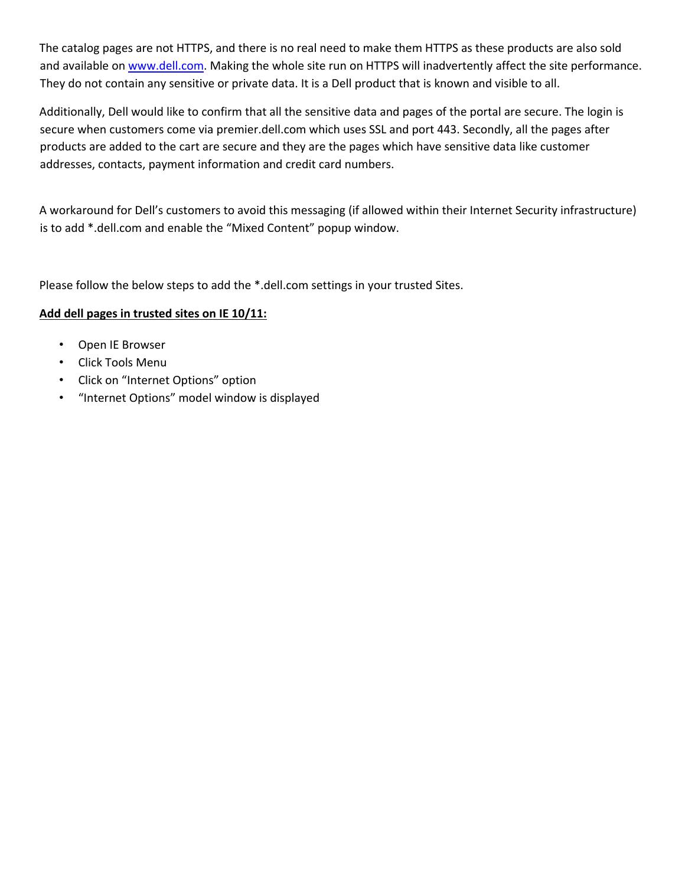The catalog pages are not HTTPS, and there is no real need to make them HTTPS as these products are also sold and available on [www.dell.com](http://www.dell.com). Making the whole site run on HTTPS will inadvertently affect the site performance. They do not contain any sensitive or private data. It is a Dell product that is known and visible to all.

Additionally, Dell would like to confirm that all the sensitive data and pages of the portal are secure. The login is secure when customers come via premier.dell.com which uses SSL and port 443. Secondly, all the pages after products are added to the cart are secure and they are the pages which have sensitive data like customer addresses, contacts, payment information and credit card numbers.

A workaround for Dell's customers to avoid this messaging (if allowed within their Internet Security infrastructure) is to add *.dell.com and enable the "Mixed Content" popup window.

Please follow the below steps to add the *.dell.com settings in your trusted Sites.

**<u>Add dell pages in trusted sites on IE 10/11:</u>**

- Open IE Browser
- Click Tools Menu
- Click on "Internet Options" option
- "Internet Options" model window is displayed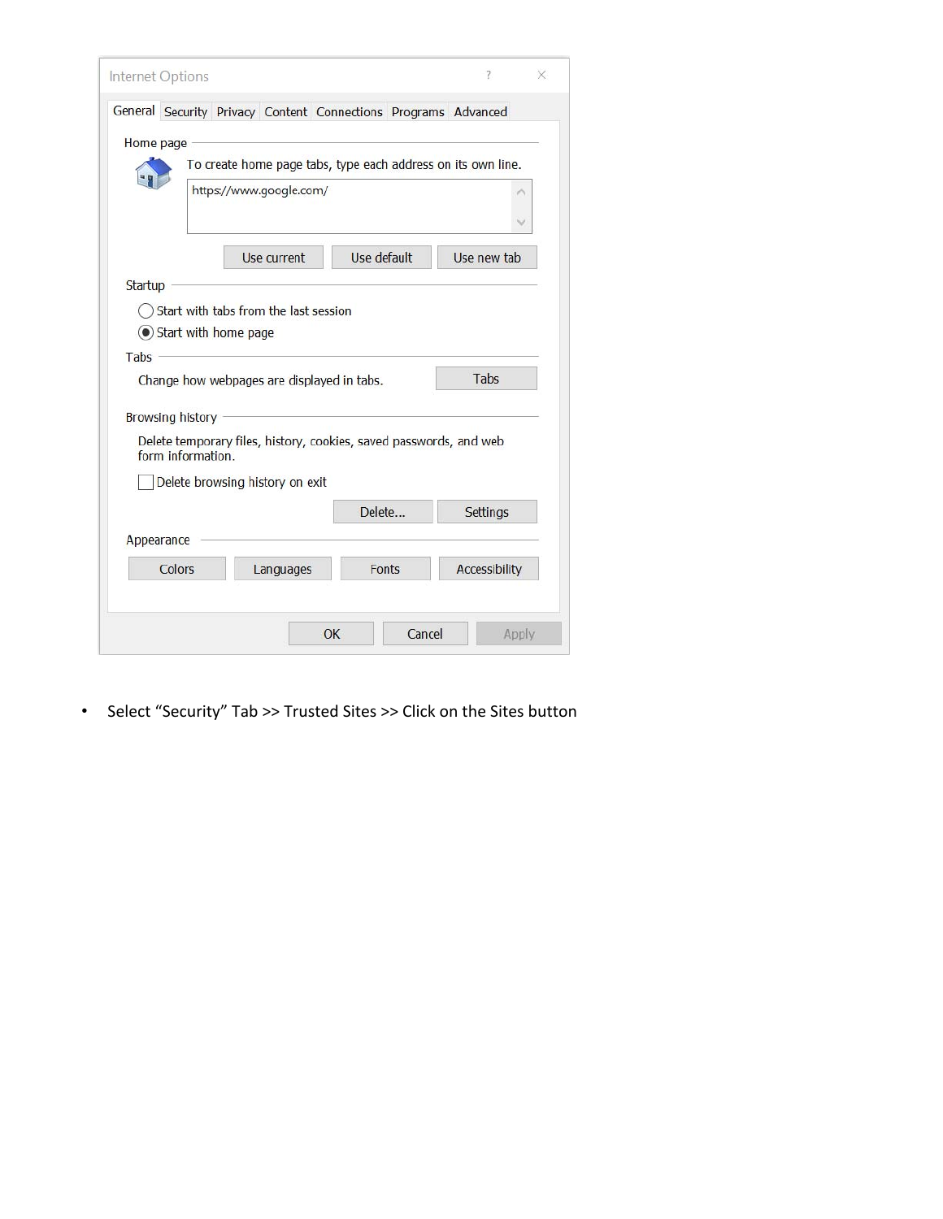- Select "Security" Tab >> Trusted Sites >> Click on the Sites button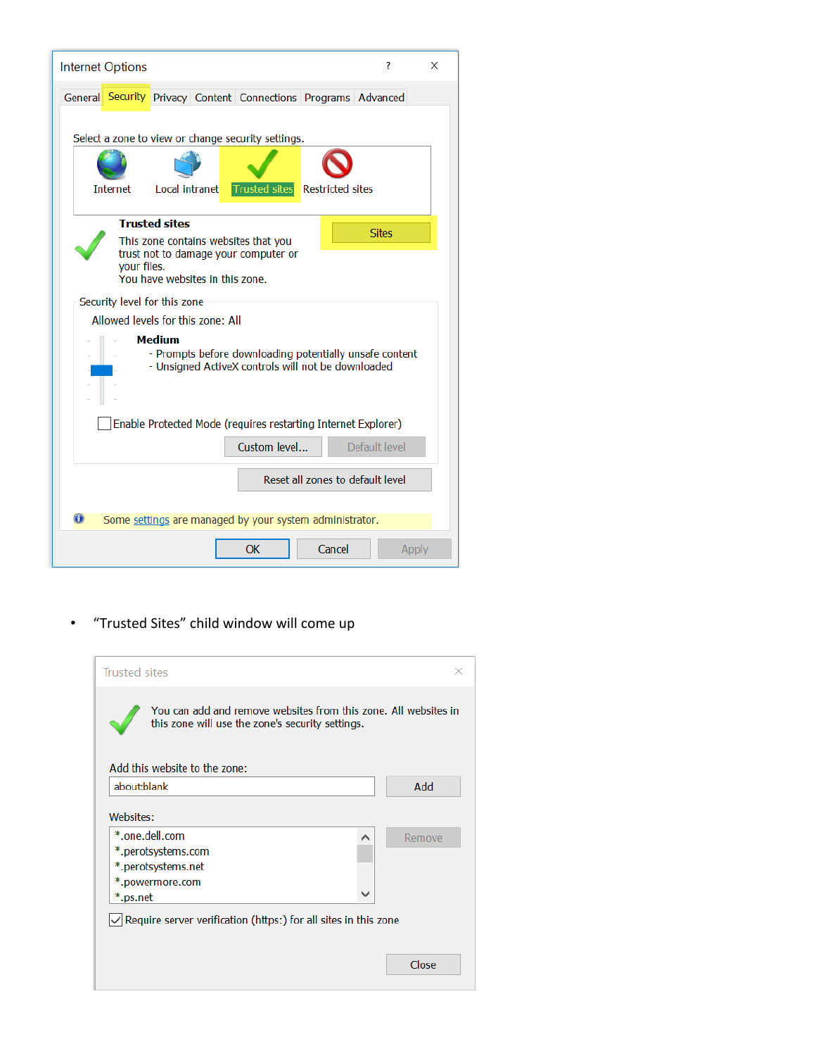Internet Options

General | Security | Privacy | Content | Connections | Programs | Advanced

Select a zone to view or change security settings.

Internet | Local intranet | Trusted sites | Restricted sites

**Trusted sites**

This zone contains websites that you trust not to damage your computer or your files.
You have websites in this zone.

Sites

Security level for this zone

Allowed levels for this zone: All

**Medium**

- Prompts before downloading potentially unsafe content
- Unsigned ActiveX controls will not be downloaded

Enable Protected Mode (requires restarting Internet Explorer)

Custom level... | Default level

Reset all zones to default level

Some settings are managed by your system administrator.

OK | Cancel | Apply

- “Trusted Sites” child window will come up

Trusted sites

You can add and remove websites from this zone. All websites in this zone will use the zone's security settings.

Add this website to the zone:

about:blank | Add

Websites:

*.one.dell.com
*.perotsystems.com
*.perotsystems.net
*.powermore.com
*.ps.net

Remove

Require server verification (https:) for all sites in this zone

Close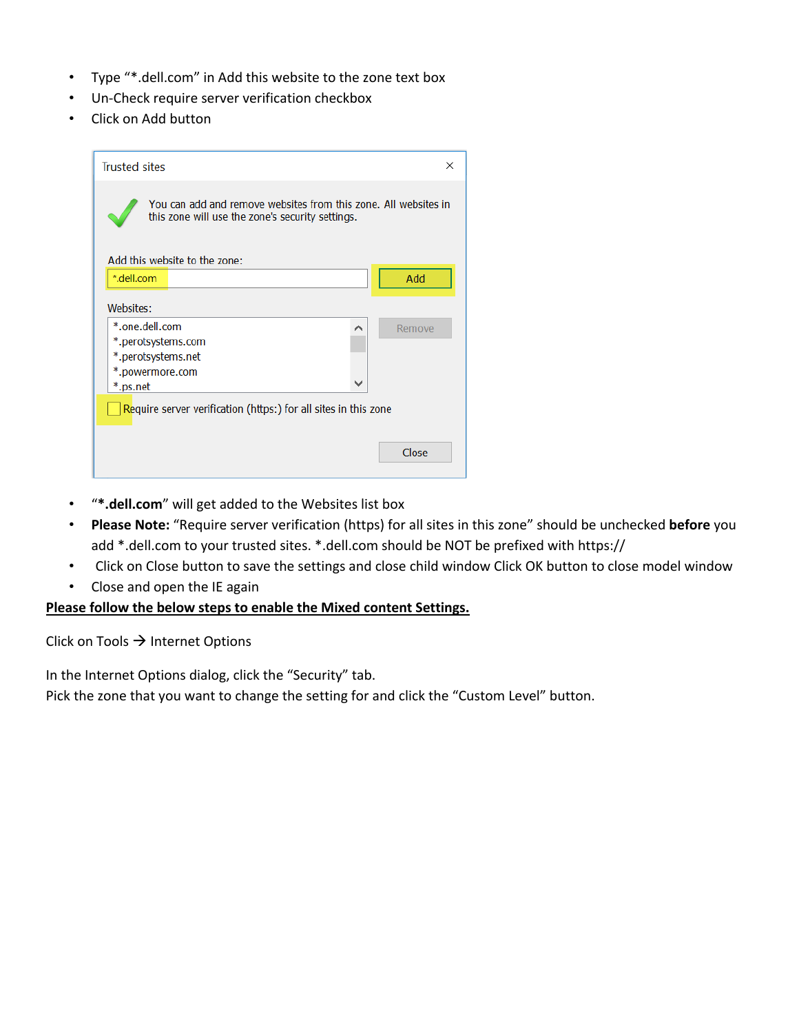- Type "*.dell.com" in Add this website to the zone text box
- Un-Check require server verification checkbox
- Click on Add button

- "**\*.dell.com**" will get added to the Websites list box
- **Please Note:** "Require server verification (https) for all sites in this zone" should be unchecked **before** you add *.dell.com to your trusted sites. *.dell.com should be NOT be prefixed with https://
- Click on Close button to save the settings and close child window Click OK button to close model window
- Close and open the IE again

**<u>Please follow the below steps to enable the Mixed content Settings.</u>**

Click on Tools → Internet Options

In the Internet Options dialog, click the "Security" tab.
Pick the zone that you want to change the setting for and click the "Custom Level" button.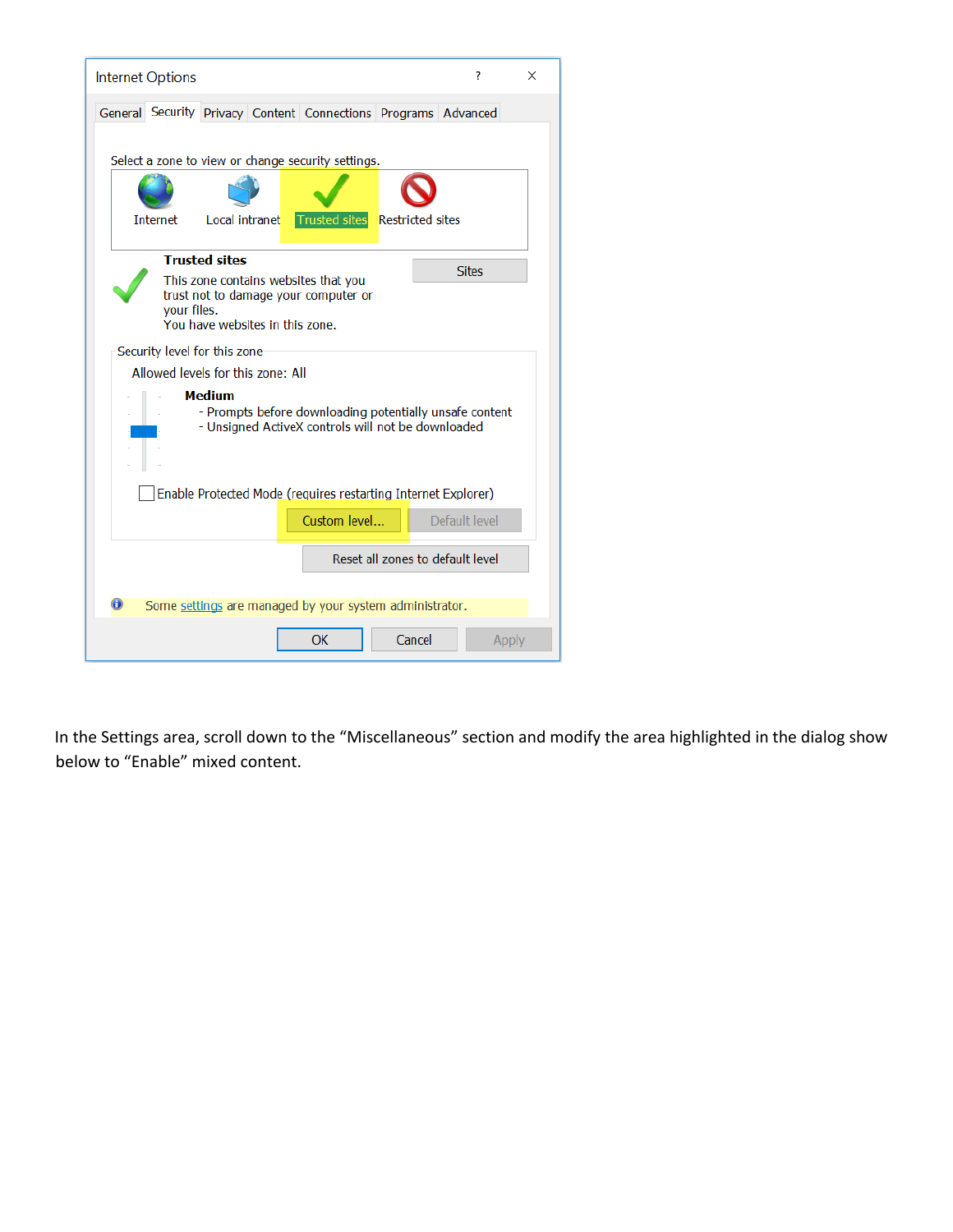In the Settings area, scroll down to the “Miscellaneous” section and modify the area highlighted in the dialog show below to “Enable” mixed content.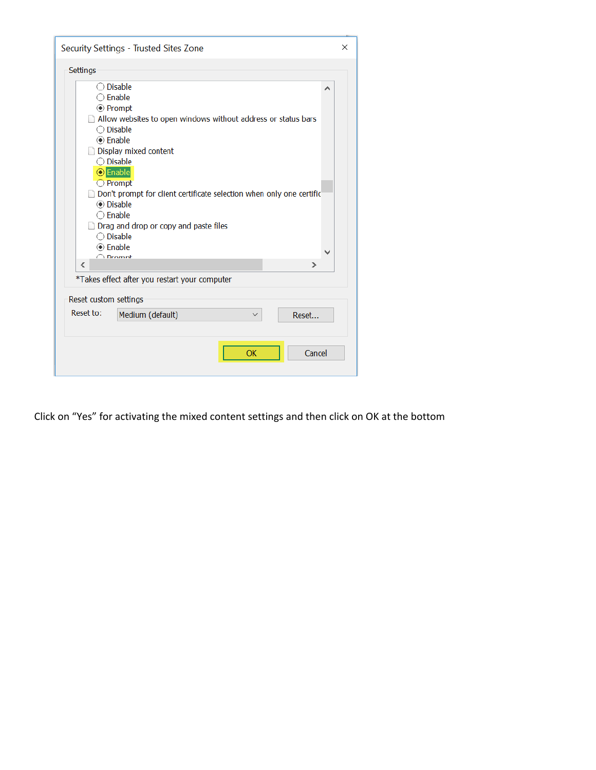Security Settings - Trusted Sites Zone

Settings

- Disable
- Enable
- Prompt

Allow websites to open windows without address or status bars

- Disable
- Enable

Display mixed content

- Disable
- Enable
- Prompt

Don't prompt for client certificate selection when only one certific

- Disable
- Enable

Drag and drop or copy and paste files

- Disable
- Enable
- Prompt

*Takes effect after you restart your computer

Reset custom settings

Reset to: Medium (default) Reset...

OK Cancel

Click on “Yes” for activating the mixed content settings and then click on OK at the bottom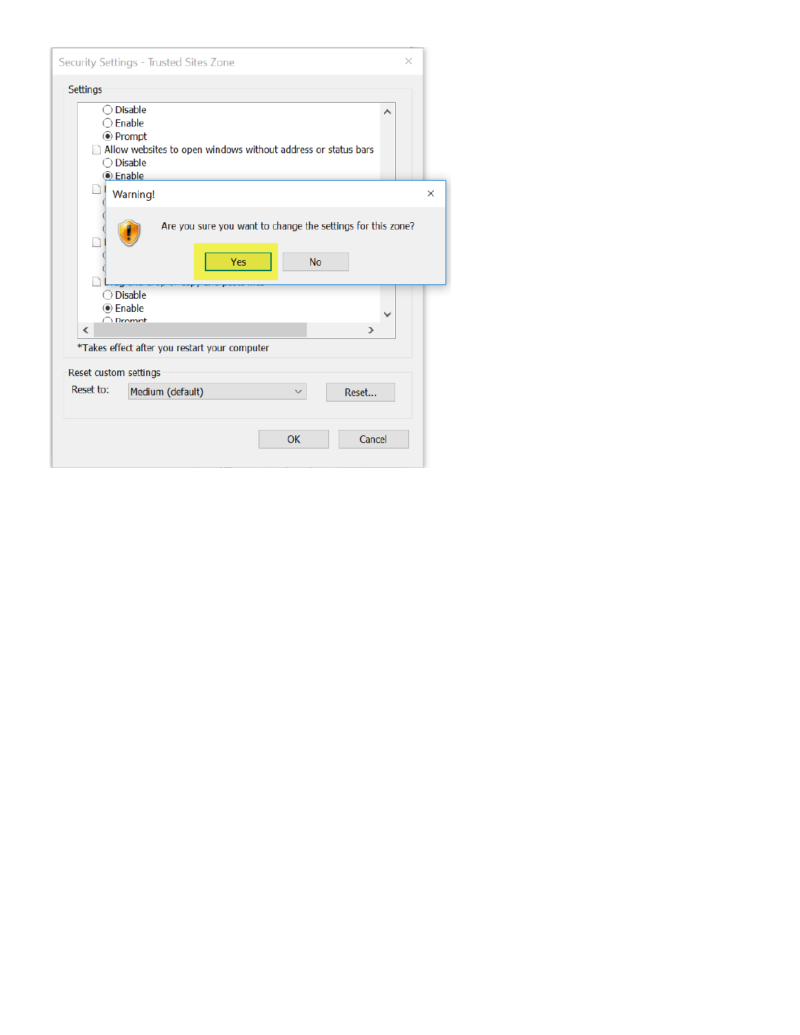Security Settings - Trusted Sites Zone

Settings

Disable
Enable
Prompt
Allow websites to open windows without address or status bars
Disable
Enable

Warning!

Are you sure you want to change the settings for this zone?

Yes    No

Disable
Enable
Prompt

*Takes effect after you restart your computer

Reset custom settings

Reset to: Medium (default)    Reset...

OK    Cancel